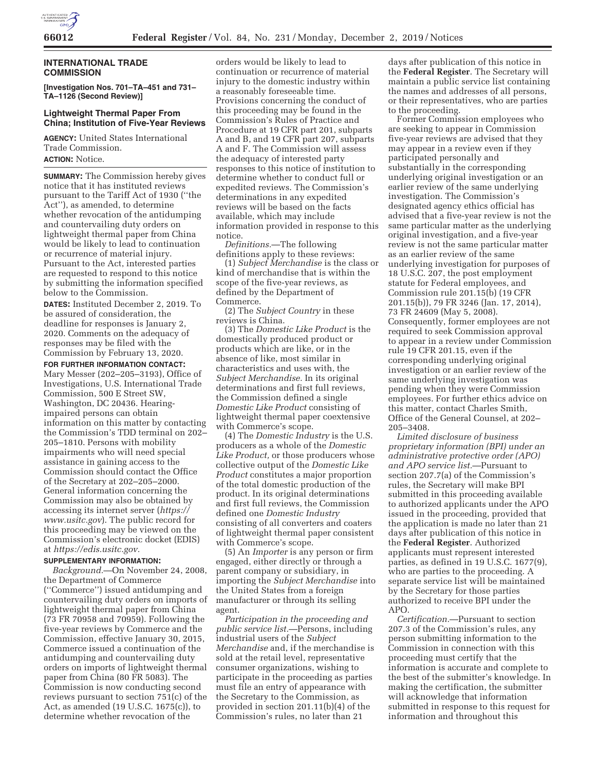## INTERNATIONAL TRADE COMMISSION

**[Investigation Nos. 701–TA–451 and 731–TA–1126 (Second Review)]**

## Lightweight Thermal Paper From China; Institution of Five-Year Reviews

**AGENCY:** United States International Trade Commission.

**ACTION:** Notice.

**SUMMARY:** The Commission hereby gives notice that it has instituted reviews pursuant to the Tariff Act of 1930 (''the Act''), as amended, to determine whether revocation of the antidumping and countervailing duty orders on lightweight thermal paper from China would be likely to lead to continuation or recurrence of material injury. Pursuant to the Act, interested parties are requested to respond to this notice by submitting the information specified below to the Commission.

**DATES:** Instituted December 2, 2019. To be assured of consideration, the deadline for responses is January 2, 2020. Comments on the adequacy of responses may be filed with the Commission by February 13, 2020.

**FOR FURTHER INFORMATION CONTACT:** Mary Messer (202–205–3193), Office of Investigations, U.S. International Trade Commission, 500 E Street SW, Washington, DC 20436. Hearing-impaired persons can obtain information on this matter by contacting the Commission's TDD terminal on 202–205–1810. Persons with mobility impairments who will need special assistance in gaining access to the Commission should contact the Office of the Secretary at 202–205–2000. General information concerning the Commission may also be obtained by accessing its internet server (*https://www.usitc.gov*). The public record for this proceeding may be viewed on the Commission's electronic docket (EDIS) at *https://edis.usitc.gov.*

**SUPPLEMENTARY INFORMATION:**

*Background.*—On November 24, 2008, the Department of Commerce (''Commerce'') issued antidumping and countervailing duty orders on imports of lightweight thermal paper from China (73 FR 70958 and 70959). Following the five-year reviews by Commerce and the Commission, effective January 30, 2015, Commerce issued a continuation of the antidumping and countervailing duty orders on imports of lightweight thermal paper from China (80 FR 5083). The Commission is now conducting second reviews pursuant to section 751(c) of the Act, as amended (19 U.S.C. 1675(c)), to determine whether revocation of the orders would be likely to lead to continuation or recurrence of material injury to the domestic industry within a reasonably foreseeable time. Provisions concerning the conduct of this proceeding may be found in the Commission's Rules of Practice and Procedure at 19 CFR part 201, subparts A and B, and 19 CFR part 207, subparts A and F. The Commission will assess the adequacy of interested party responses to this notice of institution to determine whether to conduct full or expedited reviews. The Commission's determinations in any expedited reviews will be based on the facts available, which may include information provided in response to this notice.

*Definitions.*—The following definitions apply to these reviews:

(1) *Subject Merchandise* is the class or kind of merchandise that is within the scope of the five-year reviews, as defined by the Department of Commerce.

(2) The *Subject Country* in these reviews is China.

(3) The *Domestic Like Product* is the domestically produced product or products which are like, or in the absence of like, most similar in characteristics and uses with, the *Subject Merchandise.* In its original determinations and first full reviews, the Commission defined a single *Domestic Like Product* consisting of lightweight thermal paper coextensive with Commerce's scope.

(4) The *Domestic Industry* is the U.S. producers as a whole of the *Domestic Like Product,* or those producers whose collective output of the *Domestic Like Product* constitutes a major proportion of the total domestic production of the product. In its original determinations and first full reviews, the Commission defined one *Domestic Industry* consisting of all converters and coaters of lightweight thermal paper consistent with Commerce's scope.

(5) An *Importer* is any person or firm engaged, either directly or through a parent company or subsidiary, in importing the *Subject Merchandise* into the United States from a foreign manufacturer or through its selling agent.

*Participation in the proceeding and public service list.*—Persons, including industrial users of the *Subject Merchandise* and, if the merchandise is sold at the retail level, representative consumer organizations, wishing to participate in the proceeding as parties must file an entry of appearance with the Secretary to the Commission, as provided in section 201.11(b)(4) of the Commission's rules, no later than 21 days after publication of this notice in the **Federal Register**. The Secretary will maintain a public service list containing the names and addresses of all persons, or their representatives, who are parties to the proceeding.

Former Commission employees who are seeking to appear in Commission five-year reviews are advised that they may appear in a review even if they participated personally and substantially in the corresponding underlying original investigation or an earlier review of the same underlying investigation. The Commission's designated agency ethics official has advised that a five-year review is not the same particular matter as the underlying original investigation, and a five-year review is not the same particular matter as an earlier review of the same underlying investigation for purposes of 18 U.S.C. 207, the post employment statute for Federal employees, and Commission rule 201.15(b) (19 CFR 201.15(b)), 79 FR 3246 (Jan. 17, 2014), 73 FR 24609 (May 5, 2008). Consequently, former employees are not required to seek Commission approval to appear in a review under Commission rule 19 CFR 201.15, even if the corresponding underlying original investigation or an earlier review of the same underlying investigation was pending when they were Commission employees. For further ethics advice on this matter, contact Charles Smith, Office of the General Counsel, at 202–205–3408.

*Limited disclosure of business proprietary information (BPI) under an administrative protective order (APO) and APO service list.*—Pursuant to section 207.7(a) of the Commission's rules, the Secretary will make BPI submitted in this proceeding available to authorized applicants under the APO issued in the proceeding, provided that the application is made no later than 21 days after publication of this notice in the **Federal Register**. Authorized applicants must represent interested parties, as defined in 19 U.S.C. 1677(9), who are parties to the proceeding. A separate service list will be maintained by the Secretary for those parties authorized to receive BPI under the APO.

*Certification.*—Pursuant to section 207.3 of the Commission's rules, any person submitting information to the Commission in connection with this proceeding must certify that the information is accurate and complete to the best of the submitter's knowledge. In making the certification, the submitter will acknowledge that information submitted in response to this request for information and throughout this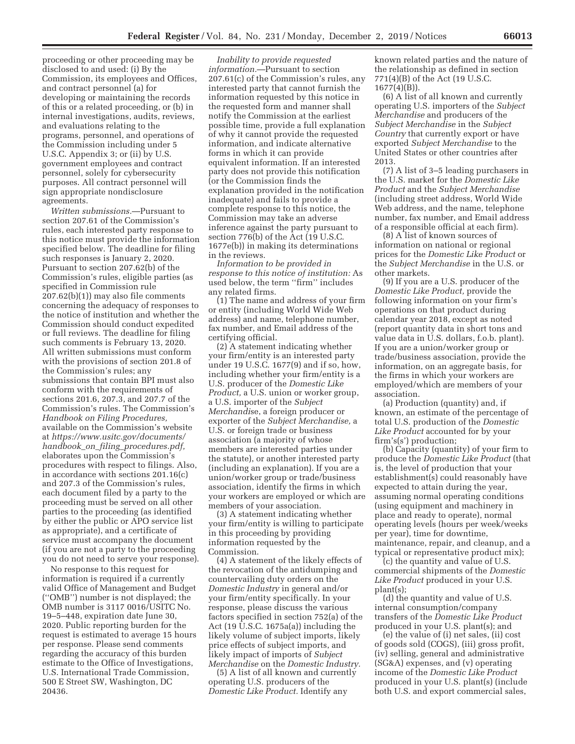proceeding or other proceeding may be disclosed to and used: (i) By the Commission, its employees and Offices, and contract personnel (a) for developing or maintaining the records of this or a related proceeding, or (b) in internal investigations, audits, reviews, and evaluations relating to the programs, personnel, and operations of the Commission including under 5 U.S.C. Appendix 3; or (ii) by U.S. government employees and contract personnel, solely for cybersecurity purposes. All contract personnel will sign appropriate nondisclosure agreements.

*Written submissions.*—Pursuant to section 207.61 of the Commission's rules, each interested party response to this notice must provide the information specified below. The deadline for filing such responses is January 2, 2020. Pursuant to section 207.62(b) of the Commission's rules, eligible parties (as specified in Commission rule 207.62(b)(1)) may also file comments concerning the adequacy of responses to the notice of institution and whether the Commission should conduct expedited or full reviews. The deadline for filing such comments is February 13, 2020. All written submissions must conform with the provisions of section 201.8 of the Commission's rules; any submissions that contain BPI must also conform with the requirements of sections 201.6, 207.3, and 207.7 of the Commission's rules. The Commission's *Handbook on Filing Procedures,* available on the Commission's website at *https://www.usitc.gov/documents/handbook_on_filing_procedures.pdf,* elaborates upon the Commission's procedures with respect to filings. Also, in accordance with sections 201.16(c) and 207.3 of the Commission's rules, each document filed by a party to the proceeding must be served on all other parties to the proceeding (as identified by either the public or APO service list as appropriate), and a certificate of service must accompany the document (if you are not a party to the proceeding you do not need to serve your response).

No response to this request for information is required if a currently valid Office of Management and Budget (''OMB'') number is not displayed; the OMB number is 3117 0016/USITC No. 19–5–448, expiration date June 30, 2020. Public reporting burden for the request is estimated to average 15 hours per response. Please send comments regarding the accuracy of this burden estimate to the Office of Investigations, U.S. International Trade Commission, 500 E Street SW, Washington, DC 20436.

*Inability to provide requested information.*—Pursuant to section 207.61(c) of the Commission's rules, any interested party that cannot furnish the information requested by this notice in the requested form and manner shall notify the Commission at the earliest possible time, provide a full explanation of why it cannot provide the requested information, and indicate alternative forms in which it can provide equivalent information. If an interested party does not provide this notification (or the Commission finds the explanation provided in the notification inadequate) and fails to provide a complete response to this notice, the Commission may take an adverse inference against the party pursuant to section 776(b) of the Act (19 U.S.C. 1677e(b)) in making its determinations in the reviews.

*Information to be provided in response to this notice of institution:* As used below, the term ''firm'' includes any related firms.

(1) The name and address of your firm or entity (including World Wide Web address) and name, telephone number, fax number, and Email address of the certifying official.

(2) A statement indicating whether your firm/entity is an interested party under 19 U.S.C. 1677(9) and if so, how, including whether your firm/entity is a U.S. producer of the *Domestic Like Product,* a U.S. union or worker group, a U.S. importer of the *Subject Merchandise*, a foreign producer or exporter of the *Subject Merchandise,* a U.S. or foreign trade or business association (a majority of whose members are interested parties under the statute), or another interested party (including an explanation). If you are a union/worker group or trade/business association, identify the firms in which your workers are employed or which are members of your association.

(3) A statement indicating whether your firm/entity is willing to participate in this proceeding by providing information requested by the Commission.

(4) A statement of the likely effects of the revocation of the antidumping and countervailing duty orders on the *Domestic Industry* in general and/or your firm/entity specifically. In your response, please discuss the various factors specified in section 752(a) of the Act (19 U.S.C. 1675a(a)) including the likely volume of subject imports, likely price effects of subject imports, and likely impact of imports of *Subject Merchandise* on the *Domestic Industry.*

(5) A list of all known and currently operating U.S. producers of the *Domestic Like Product.* Identify any known related parties and the nature of the relationship as defined in section 771(4)(B) of the Act (19 U.S.C. 1677(4)(B)).

(6) A list of all known and currently operating U.S. importers of the *Subject Merchandise* and producers of the *Subject Merchandise* in the *Subject Country* that currently export or have exported *Subject Merchandise* to the United States or other countries after 2013.

(7) A list of 3–5 leading purchasers in the U.S. market for the *Domestic Like Product* and the *Subject Merchandise* (including street address, World Wide Web address, and the name, telephone number, fax number, and Email address of a responsible official at each firm).

(8) A list of known sources of information on national or regional prices for the *Domestic Like Product* or the *Subject Merchandise* in the U.S. or other markets.

(9) If you are a U.S. producer of the *Domestic Like Product,* provide the following information on your firm's operations on that product during calendar year 2018, except as noted (report quantity data in short tons and value data in U.S. dollars, f.o.b. plant). If you are a union/worker group or trade/business association, provide the information, on an aggregate basis, for the firms in which your workers are employed/which are members of your association.

(a) Production (quantity) and, if known, an estimate of the percentage of total U.S. production of the *Domestic Like Product* accounted for by your firm's(s') production;

(b) Capacity (quantity) of your firm to produce the *Domestic Like Product* (that is, the level of production that your establishment(s) could reasonably have expected to attain during the year, assuming normal operating conditions (using equipment and machinery in place and ready to operate), normal operating levels (hours per week/weeks per year), time for downtime, maintenance, repair, and cleanup, and a typical or representative product mix);

(c) the quantity and value of U.S. commercial shipments of the *Domestic Like Product* produced in your U.S. plant(s);

(d) the quantity and value of U.S. internal consumption/company transfers of the *Domestic Like Product* produced in your U.S. plant(s); and

(e) the value of (i) net sales, (ii) cost of goods sold (COGS), (iii) gross profit, (iv) selling, general and administrative (SG&A) expenses, and (v) operating income of the *Domestic Like Product* produced in your U.S. plant(s) (include both U.S. and export commercial sales,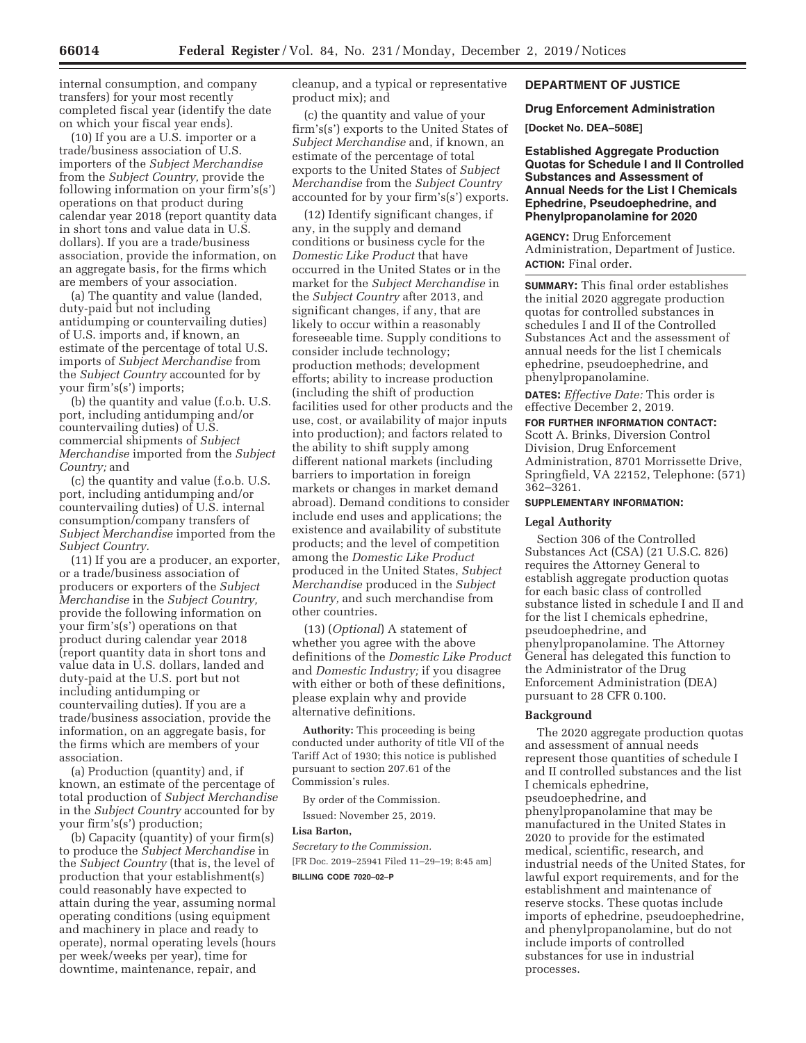internal consumption, and company transfers) for your most recently completed fiscal year (identify the date on which your fiscal year ends).

(10) If you are a U.S. importer or a trade/business association of U.S. importers of the *Subject Merchandise* from the *Subject Country,* provide the following information on your firm's(s') operations on that product during calendar year 2018 (report quantity data in short tons and value data in U.S. dollars). If you are a trade/business association, provide the information, on an aggregate basis, for the firms which are members of your association.

(a) The quantity and value (landed, duty-paid but not including antidumping or countervailing duties) of U.S. imports and, if known, an estimate of the percentage of total U.S. imports of *Subject Merchandise* from the *Subject Country* accounted for by your firm's(s') imports;

(b) the quantity and value (f.o.b. U.S. port, including antidumping and/or countervailing duties) of U.S. commercial shipments of *Subject Merchandise* imported from the *Subject Country;* and

(c) the quantity and value (f.o.b. U.S. port, including antidumping and/or countervailing duties) of U.S. internal consumption/company transfers of *Subject Merchandise* imported from the *Subject Country.*

(11) If you are a producer, an exporter, or a trade/business association of producers or exporters of the *Subject Merchandise* in the *Subject Country,* provide the following information on your firm's(s') operations on that product during calendar year 2018 (report quantity data in short tons and value data in U.S. dollars, landed and duty-paid at the U.S. port but not including antidumping or countervailing duties). If you are a trade/business association, provide the information, on an aggregate basis, for the firms which are members of your association.

(a) Production (quantity) and, if known, an estimate of the percentage of total production of *Subject Merchandise* in the *Subject Country* accounted for by your firm's(s') production;

(b) Capacity (quantity) of your firm(s) to produce the *Subject Merchandise* in the *Subject Country* (that is, the level of production that your establishment(s) could reasonably have expected to attain during the year, assuming normal operating conditions (using equipment and machinery in place and ready to operate), normal operating levels (hours per week/weeks per year), time for downtime, maintenance, repair, and cleanup, and a typical or representative product mix); and

(c) the quantity and value of your firm's(s') exports to the United States of *Subject Merchandise* and, if known, an estimate of the percentage of total exports to the United States of *Subject Merchandise* from the *Subject Country* accounted for by your firm's(s') exports.

(12) Identify significant changes, if any, in the supply and demand conditions or business cycle for the *Domestic Like Product* that have occurred in the United States or in the market for the *Subject Merchandise* in the *Subject Country* after 2013, and significant changes, if any, that are likely to occur within a reasonably foreseeable time. Supply conditions to consider include technology; production methods; development efforts; ability to increase production (including the shift of production facilities used for other products and the use, cost, or availability of major inputs into production); and factors related to the ability to shift supply among different national markets (including barriers to importation in foreign markets or changes in market demand abroad). Demand conditions to consider include end uses and applications; the existence and availability of substitute products; and the level of competition among the *Domestic Like Product* produced in the United States, *Subject Merchandise* produced in the *Subject Country,* and such merchandise from other countries.

(13) (*Optional*) A statement of whether you agree with the above definitions of the *Domestic Like Product* and *Domestic Industry;* if you disagree with either or both of these definitions, please explain why and provide alternative definitions.

**Authority:** This proceeding is being conducted under authority of title VII of the Tariff Act of 1930; this notice is published pursuant to section 207.61 of the Commission's rules.

By order of the Commission.

Issued: November 25, 2019.

**Lisa Barton,**

*Secretary to the Commission.*

[FR Doc. 2019–25941 Filed 11–29–19; 8:45 am]

**BILLING CODE 7020–02–P**

## DEPARTMENT OF JUSTICE

### Drug Enforcement Administration

**[Docket No. DEA–508E]**

### Established Aggregate Production Quotas for Schedule I and II Controlled Substances and Assessment of Annual Needs for the List I Chemicals Ephedrine, Pseudoephedrine, and Phenylpropanolamine for 2020

**AGENCY:** Drug Enforcement Administration, Department of Justice.

**ACTION:** Final order.

**SUMMARY:** This final order establishes the initial 2020 aggregate production quotas for controlled substances in schedules I and II of the Controlled Substances Act and the assessment of annual needs for the list I chemicals ephedrine, pseudoephedrine, and phenylpropanolamine.

**DATES:** *Effective Date:* This order is effective December 2, 2019.

**FOR FURTHER INFORMATION CONTACT:** Scott A. Brinks, Diversion Control Division, Drug Enforcement Administration, 8701 Morrissette Drive, Springfield, VA 22152, Telephone: (571) 362–3261.

**SUPPLEMENTARY INFORMATION:**

#### Legal Authority

Section 306 of the Controlled Substances Act (CSA) (21 U.S.C. 826) requires the Attorney General to establish aggregate production quotas for each basic class of controlled substance listed in schedule I and II and for the list I chemicals ephedrine, pseudoephedrine, and phenylpropanolamine. The Attorney General has delegated this function to the Administrator of the Drug Enforcement Administration (DEA) pursuant to 28 CFR 0.100.

#### Background

The 2020 aggregate production quotas and assessment of annual needs represent those quantities of schedule I and II controlled substances and the list I chemicals ephedrine, pseudoephedrine, and phenylpropanolamine that may be manufactured in the United States in 2020 to provide for the estimated medical, scientific, research, and industrial needs of the United States, for lawful export requirements, and for the establishment and maintenance of reserve stocks. These quotas include imports of ephedrine, pseudoephedrine, and phenylpropanolamine, but do not include imports of controlled substances for use in industrial processes.